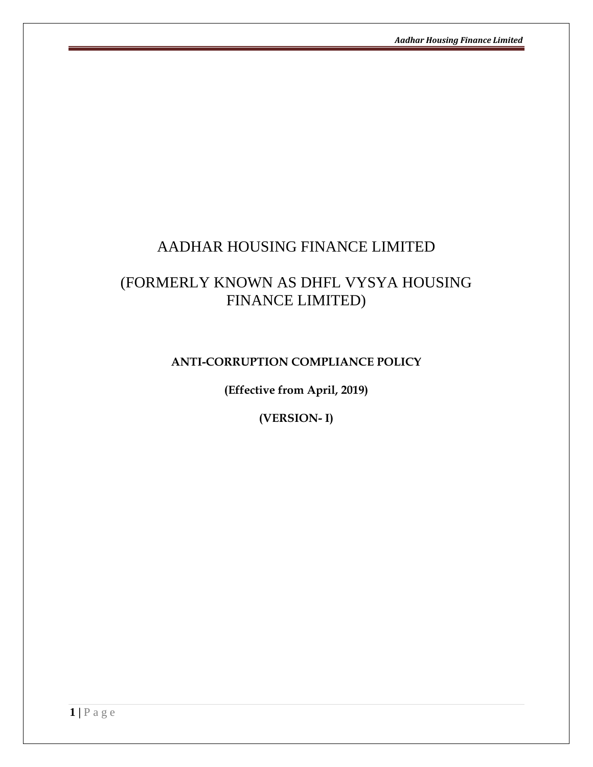# AADHAR HOUSING FINANCE LIMITED

# (FORMERLY KNOWN AS DHFL VYSYA HOUSING FINANCE LIMITED)

**ANTI-CORRUPTION COMPLIANCE POLICY**

**(Effective from April, 2019)**

**(VERSION- I)**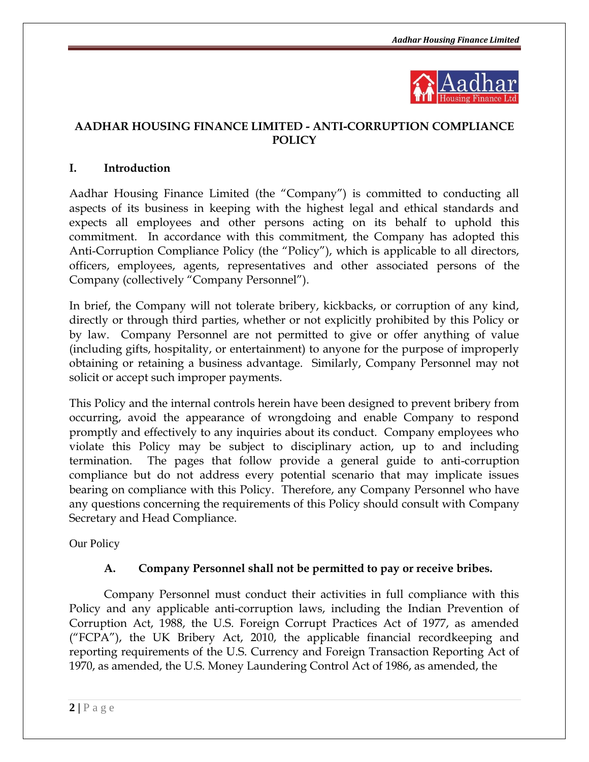# AADHAR HOUSING FINANCE LIMITED - ANTI-CORRUPTION COMPLIANCE POLICY

## I. Introduction

Aadhar Housing Finance Limited (the "Company") is committed to conducting all aspects of its business in keeping with the highest legal and ethical standards and expects all employees and other persons acting on its behalf to uphold this commitment. In accordance with this commitment, the Company has adopted this Anti-Corruption Compliance Policy (the "Policy"), which is applicable to all directors, officers, employees, agents, representatives and other associated persons of the Company (collectively "Company Personnel").

In brief, the Company will not tolerate bribery, kickbacks, or corruption of any kind, directly or through third parties, whether or not explicitly prohibited by this Policy or by law. Company Personnel are not permitted to give or offer anything of value (including gifts, hospitality, or entertainment) to anyone for the purpose of improperly obtaining or retaining a business advantage. Similarly, Company Personnel may not solicit or accept such improper payments.

This Policy and the internal controls herein have been designed to prevent bribery from occurring, avoid the appearance of wrongdoing and enable Company to respond promptly and effectively to any inquiries about its conduct. Company employees who violate this Policy may be subject to disciplinary action, up to and including termination. The pages that follow provide a general guide to anti-corruption compliance but do not address every potential scenario that may implicate issues bearing on compliance with this Policy. Therefore, any Company Personnel who have any questions concerning the requirements of this Policy should consult with Company Secretary and Head Compliance.

Our Policy

### A. Company Personnel shall not be permitted to pay or receive bribes.

Company Personnel must conduct their activities in full compliance with this Policy and any applicable anti-corruption laws, including the Indian Prevention of Corruption Act, 1988, the U.S. Foreign Corrupt Practices Act of 1977, as amended ("FCPA"), the UK Bribery Act, 2010, the applicable financial recordkeeping and reporting requirements of the U.S. Currency and Foreign Transaction Reporting Act of 1970, as amended, the U.S. Money Laundering Control Act of 1986, as amended, the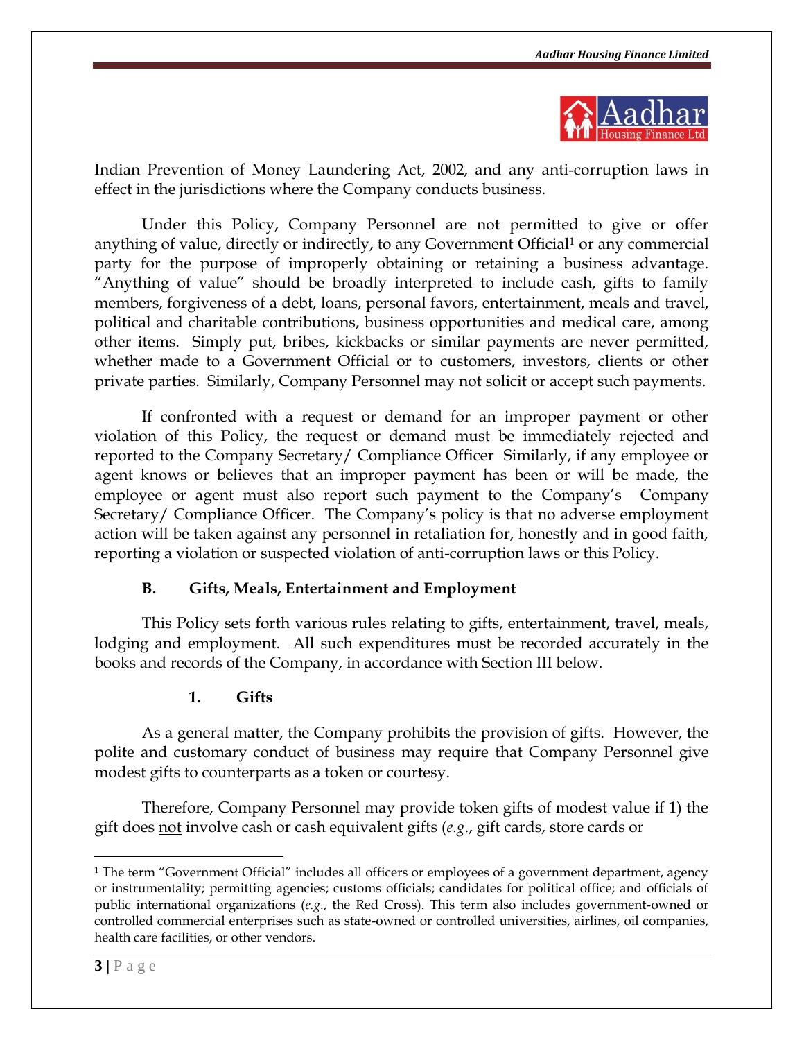Indian Prevention of Money Laundering Act, 2002, and any anti-corruption laws in effect in the jurisdictions where the Company conducts business.

Under this Policy, Company Personnel are not permitted to give or offer anything of value, directly or indirectly, to any Government Official[1] or any commercial party for the purpose of improperly obtaining or retaining a business advantage. "Anything of value" should be broadly interpreted to include cash, gifts to family members, forgiveness of a debt, loans, personal favors, entertainment, meals and travel, political and charitable contributions, business opportunities and medical care, among other items. Simply put, bribes, kickbacks or similar payments are never permitted, whether made to a Government Official or to customers, investors, clients or other private parties. Similarly, Company Personnel may not solicit or accept such payments.

If confronted with a request or demand for an improper payment or other violation of this Policy, the request or demand must be immediately rejected and reported to the Company Secretary/ Compliance Officer Similarly, if any employee or agent knows or believes that an improper payment has been or will be made, the employee or agent must also report such payment to the Company's Company Secretary/ Compliance Officer. The Company's policy is that no adverse employment action will be taken against any personnel in retaliation for, honestly and in good faith, reporting a violation or suspected violation of anti-corruption laws or this Policy.

### B. Gifts, Meals, Entertainment and Employment

This Policy sets forth various rules relating to gifts, entertainment, travel, meals, lodging and employment. All such expenditures must be recorded accurately in the books and records of the Company, in accordance with Section III below.

#### 1. Gifts

As a general matter, the Company prohibits the provision of gifts. However, the polite and customary conduct of business may require that Company Personnel give modest gifts to counterparts as a token or courtesy.

Therefore, Company Personnel may provide token gifts of modest value if 1) the gift does <u>not</u> involve cash or cash equivalent gifts (*e.g.*, gift cards, store cards or

---

[1] The term "Government Official" includes all officers or employees of a government department, agency or instrumentality; permitting agencies; customs officials; candidates for political office; and officials of public international organizations (*e.g.*, the Red Cross). This term also includes government-owned or controlled commercial enterprises such as state-owned or controlled universities, airlines, oil companies, health care facilities, or other vendors.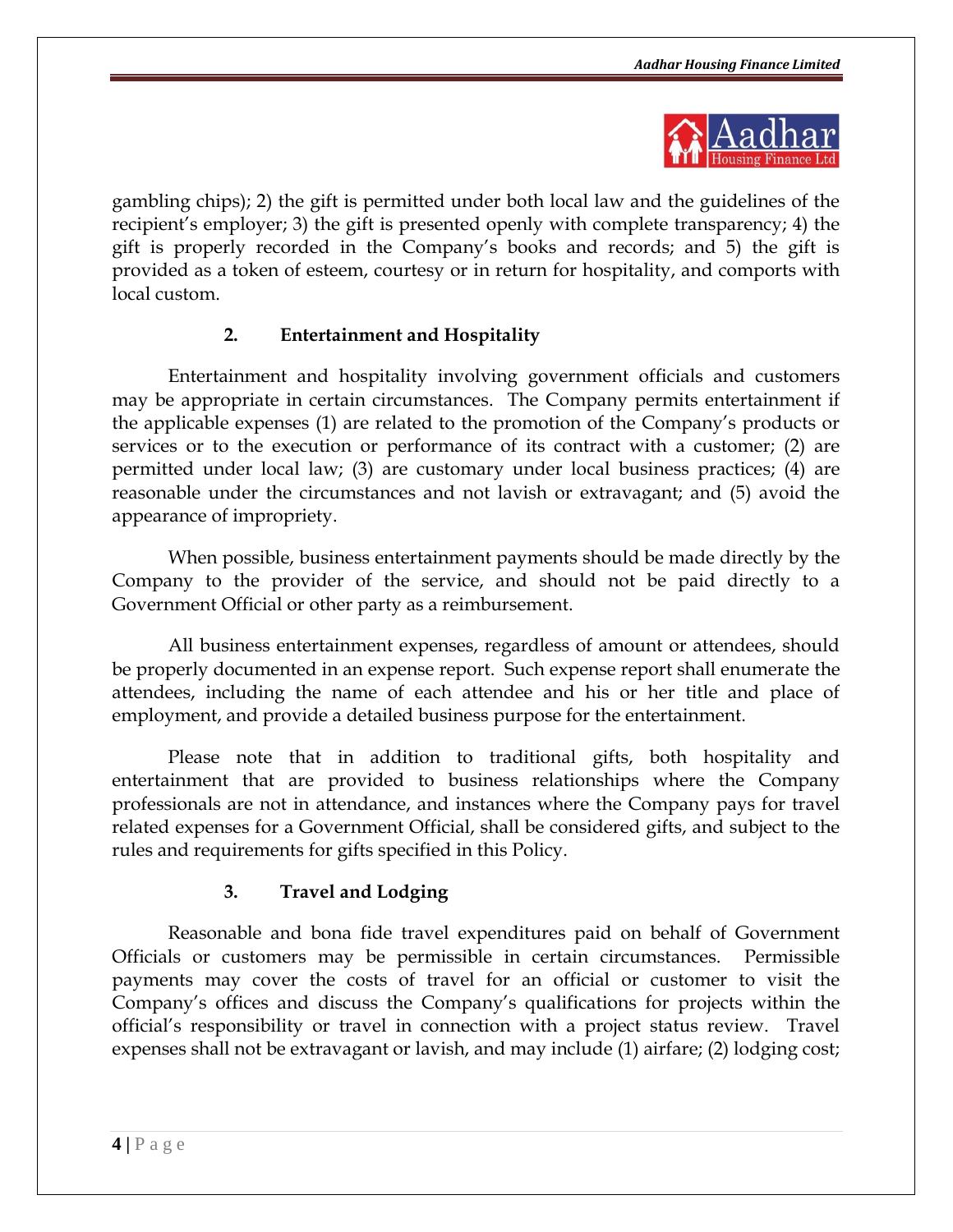gambling chips); 2) the gift is permitted under both local law and the guidelines of the recipient's employer; 3) the gift is presented openly with complete transparency; 4) the gift is properly recorded in the Company's books and records; and 5) the gift is provided as a token of esteem, courtesy or in return for hospitality, and comports with local custom.

### 2. Entertainment and Hospitality

Entertainment and hospitality involving government officials and customers may be appropriate in certain circumstances. The Company permits entertainment if the applicable expenses (1) are related to the promotion of the Company's products or services or to the execution or performance of its contract with a customer; (2) are permitted under local law; (3) are customary under local business practices; (4) are reasonable under the circumstances and not lavish or extravagant; and (5) avoid the appearance of impropriety.

When possible, business entertainment payments should be made directly by the Company to the provider of the service, and should not be paid directly to a Government Official or other party as a reimbursement.

All business entertainment expenses, regardless of amount or attendees, should be properly documented in an expense report. Such expense report shall enumerate the attendees, including the name of each attendee and his or her title and place of employment, and provide a detailed business purpose for the entertainment.

Please note that in addition to traditional gifts, both hospitality and entertainment that are provided to business relationships where the Company professionals are not in attendance, and instances where the Company pays for travel related expenses for a Government Official, shall be considered gifts, and subject to the rules and requirements for gifts specified in this Policy.

### 3. Travel and Lodging

Reasonable and bona fide travel expenditures paid on behalf of Government Officials or customers may be permissible in certain circumstances. Permissible payments may cover the costs of travel for an official or customer to visit the Company's offices and discuss the Company's qualifications for projects within the official's responsibility or travel in connection with a project status review. Travel expenses shall not be extravagant or lavish, and may include (1) airfare; (2) lodging cost;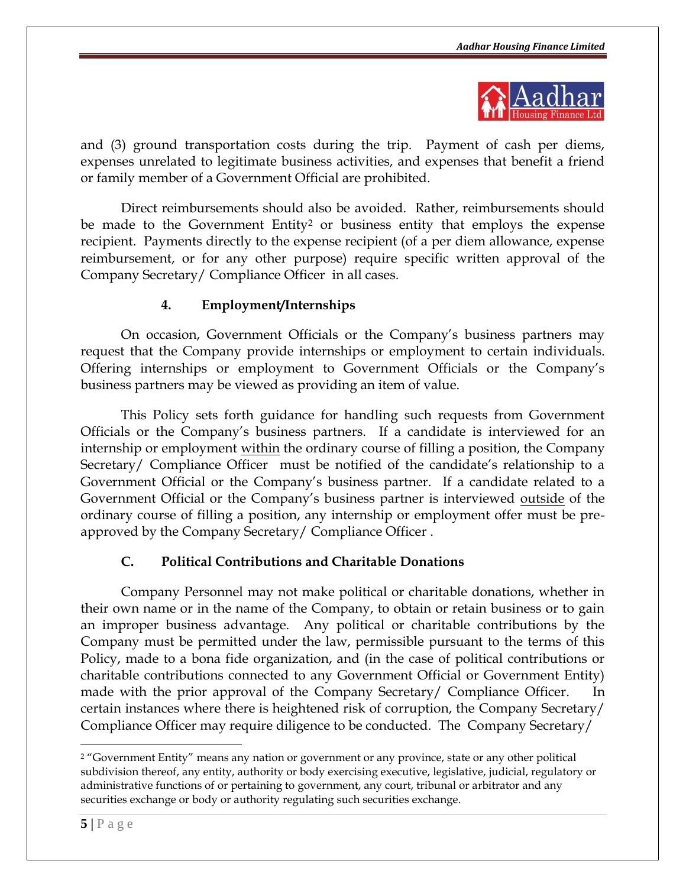and (3) ground transportation costs during the trip. Payment of cash per diems, expenses unrelated to legitimate business activities, and expenses that benefit a friend or family member of a Government Official are prohibited.

Direct reimbursements should also be avoided. Rather, reimbursements should be made to the Government Entity[2] or business entity that employs the expense recipient. Payments directly to the expense recipient (of a per diem allowance, expense reimbursement, or for any other purpose) require specific written approval of the Company Secretary/ Compliance Officer in all cases.

#### 4. Employment/Internships

On occasion, Government Officials or the Company's business partners may request that the Company provide internships or employment to certain individuals. Offering internships or employment to Government Officials or the Company's business partners may be viewed as providing an item of value.

This Policy sets forth guidance for handling such requests from Government Officials or the Company's business partners. If a candidate is interviewed for an internship or employment <u>within</u> the ordinary course of filling a position, the Company Secretary/ Compliance Officer must be notified of the candidate's relationship to a Government Official or the Company's business partner. If a candidate related to a Government Official or the Company's business partner is interviewed <u>outside</u> of the ordinary course of filling a position, any internship or employment offer must be pre-approved by the Company Secretary/ Compliance Officer .

### C. Political Contributions and Charitable Donations

Company Personnel may not make political or charitable donations, whether in their own name or in the name of the Company, to obtain or retain business or to gain an improper business advantage. Any political or charitable contributions by the Company must be permitted under the law, permissible pursuant to the terms of this Policy, made to a bona fide organization, and (in the case of political contributions or charitable contributions connected to any Government Official or Government Entity) made with the prior approval of the Company Secretary/ Compliance Officer. In certain instances where there is heightened risk of corruption, the Company Secretary/ Compliance Officer may require diligence to be conducted. The Company Secretary/

---

[2] "Government Entity" means any nation or government or any province, state or any other political subdivision thereof, any entity, authority or body exercising executive, legislative, judicial, regulatory or administrative functions of or pertaining to government, any court, tribunal or arbitrator and any securities exchange or body or authority regulating such securities exchange.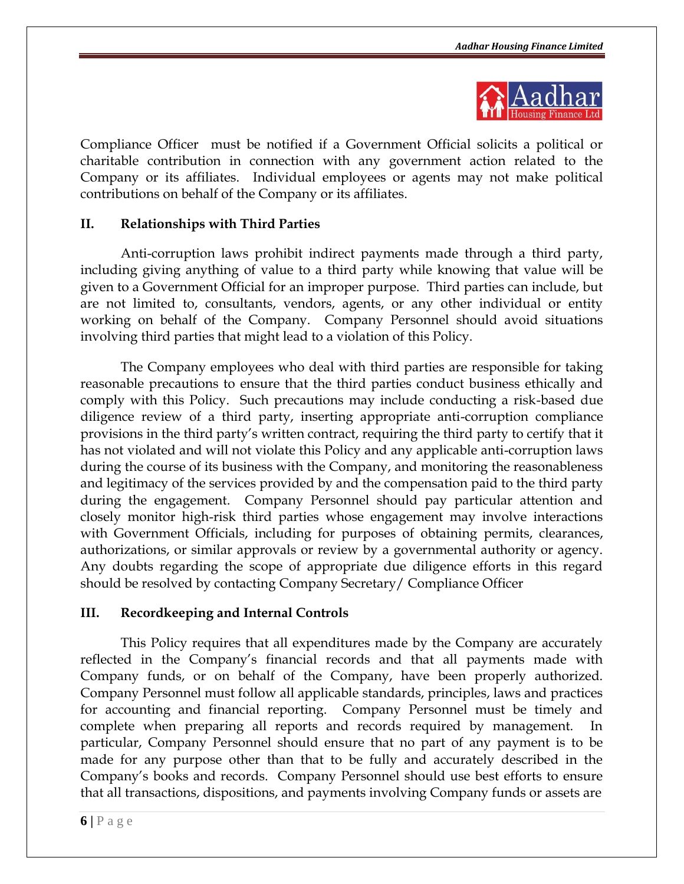Compliance Officer must be notified if a Government Official solicits a political or charitable contribution in connection with any government action related to the Company or its affiliates. Individual employees or agents may not make political contributions on behalf of the Company or its affiliates.

## II. Relationships with Third Parties

Anti-corruption laws prohibit indirect payments made through a third party, including giving anything of value to a third party while knowing that value will be given to a Government Official for an improper purpose. Third parties can include, but are not limited to, consultants, vendors, agents, or any other individual or entity working on behalf of the Company. Company Personnel should avoid situations involving third parties that might lead to a violation of this Policy.

The Company employees who deal with third parties are responsible for taking reasonable precautions to ensure that the third parties conduct business ethically and comply with this Policy. Such precautions may include conducting a risk-based due diligence review of a third party, inserting appropriate anti-corruption compliance provisions in the third party's written contract, requiring the third party to certify that it has not violated and will not violate this Policy and any applicable anti-corruption laws during the course of its business with the Company, and monitoring the reasonableness and legitimacy of the services provided by and the compensation paid to the third party during the engagement. Company Personnel should pay particular attention and closely monitor high-risk third parties whose engagement may involve interactions with Government Officials, including for purposes of obtaining permits, clearances, authorizations, or similar approvals or review by a governmental authority or agency. Any doubts regarding the scope of appropriate due diligence efforts in this regard should be resolved by contacting Company Secretary/ Compliance Officer

## III. Recordkeeping and Internal Controls

This Policy requires that all expenditures made by the Company are accurately reflected in the Company's financial records and that all payments made with Company funds, or on behalf of the Company, have been properly authorized. Company Personnel must follow all applicable standards, principles, laws and practices for accounting and financial reporting. Company Personnel must be timely and complete when preparing all reports and records required by management. In particular, Company Personnel should ensure that no part of any payment is to be made for any purpose other than that to be fully and accurately described in the Company's books and records. Company Personnel should use best efforts to ensure that all transactions, dispositions, and payments involving Company funds or assets are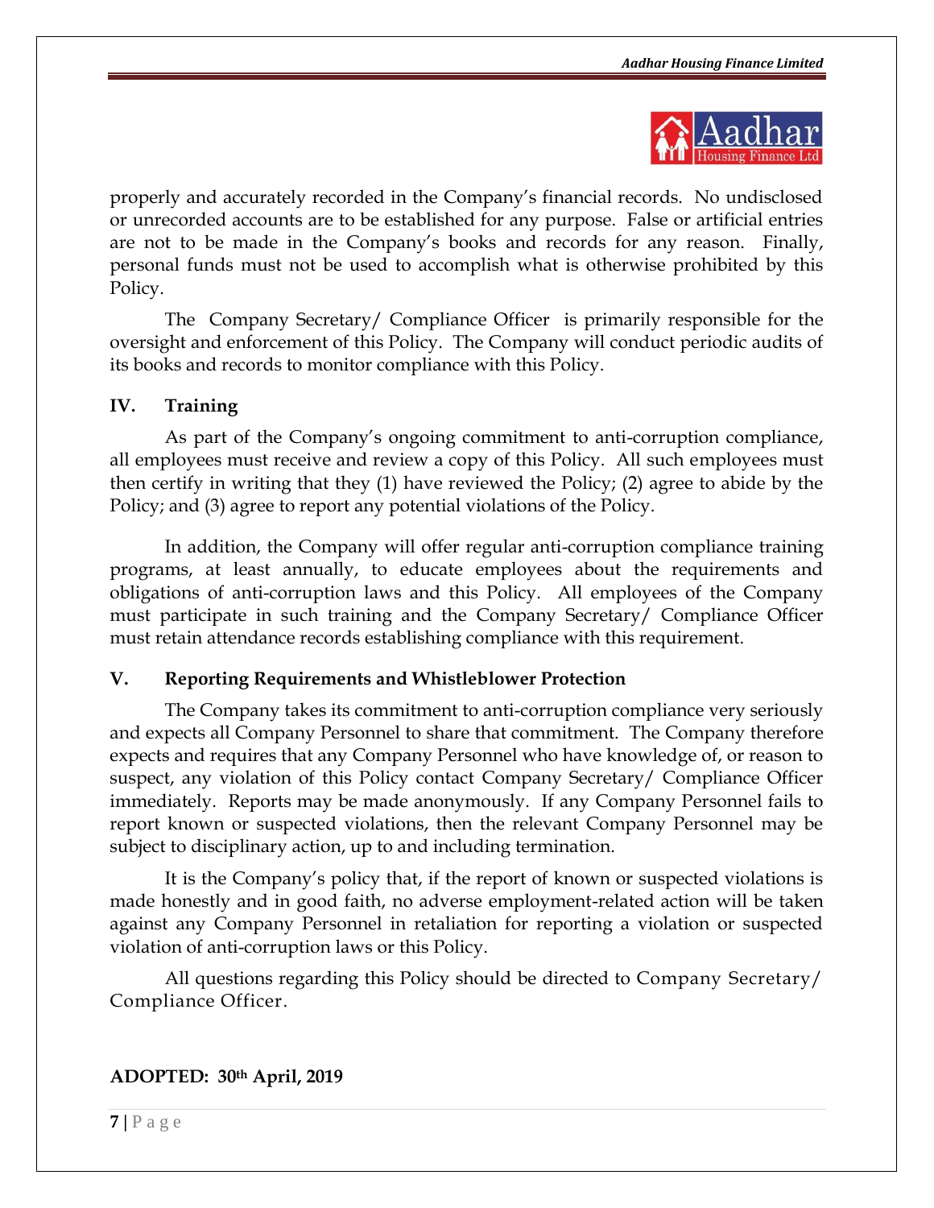properly and accurately recorded in the Company's financial records. No undisclosed or unrecorded accounts are to be established for any purpose. False or artificial entries are not to be made in the Company's books and records for any reason. Finally, personal funds must not be used to accomplish what is otherwise prohibited by this Policy.

The Company Secretary/ Compliance Officer is primarily responsible for the oversight and enforcement of this Policy. The Company will conduct periodic audits of its books and records to monitor compliance with this Policy.

## IV. Training

As part of the Company's ongoing commitment to anti-corruption compliance, all employees must receive and review a copy of this Policy. All such employees must then certify in writing that they (1) have reviewed the Policy; (2) agree to abide by the Policy; and (3) agree to report any potential violations of the Policy.

In addition, the Company will offer regular anti-corruption compliance training programs, at least annually, to educate employees about the requirements and obligations of anti-corruption laws and this Policy. All employees of the Company must participate in such training and the Company Secretary/ Compliance Officer must retain attendance records establishing compliance with this requirement.

## V. Reporting Requirements and Whistleblower Protection

The Company takes its commitment to anti-corruption compliance very seriously and expects all Company Personnel to share that commitment. The Company therefore expects and requires that any Company Personnel who have knowledge of, or reason to suspect, any violation of this Policy contact Company Secretary/ Compliance Officer immediately. Reports may be made anonymously. If any Company Personnel fails to report known or suspected violations, then the relevant Company Personnel may be subject to disciplinary action, up to and including termination.

It is the Company's policy that, if the report of known or suspected violations is made honestly and in good faith, no adverse employment-related action will be taken against any Company Personnel in retaliation for reporting a violation or suspected violation of anti-corruption laws or this Policy.

All questions regarding this Policy should be directed to Company Secretary/ Compliance Officer.

**ADOPTED: 30th April, 2019**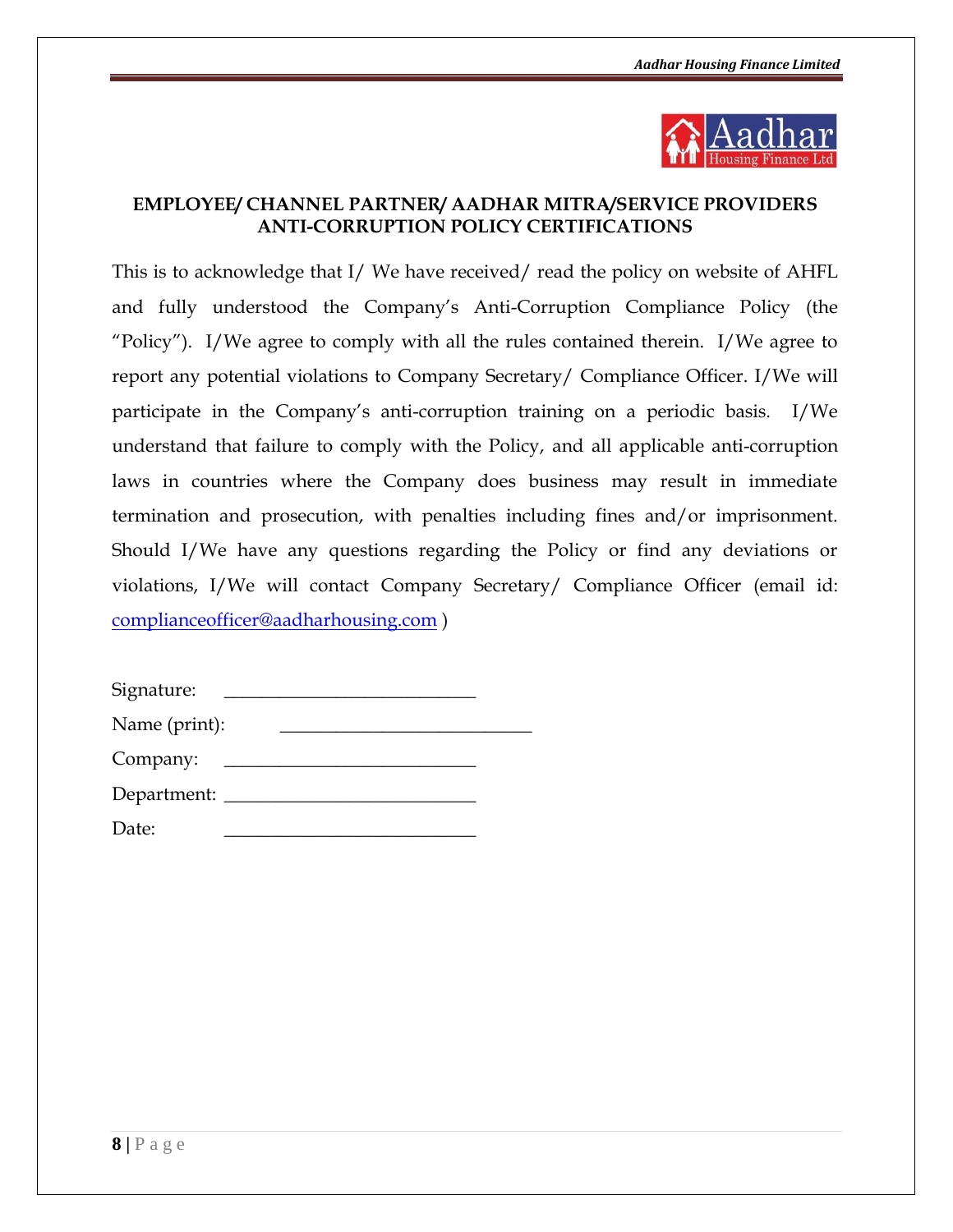## EMPLOYEE/ CHANNEL PARTNER/ AADHAR MITRA/SERVICE PROVIDERS ANTI-CORRUPTION POLICY CERTIFICATIONS

This is to acknowledge that I/ We have received/ read the policy on website of AHFL and fully understood the Company's Anti-Corruption Compliance Policy (the "Policy"). I/We agree to comply with all the rules contained therein. I/We agree to report any potential violations to Company Secretary/ Compliance Officer. I/We will participate in the Company's anti-corruption training on a periodic basis. I/We understand that failure to comply with the Policy, and all applicable anti-corruption laws in countries where the Company does business may result in immediate termination and prosecution, with penalties including fines and/or imprisonment. Should I/We have any questions regarding the Policy or find any deviations or violations, I/We will contact Company Secretary/ Compliance Officer (email id: complianceofficer@aadharhousing.com )

Signature: ___________________________

Name (print): ___________________________

Company: ___________________________

Department: ___________________________

Date: ___________________________